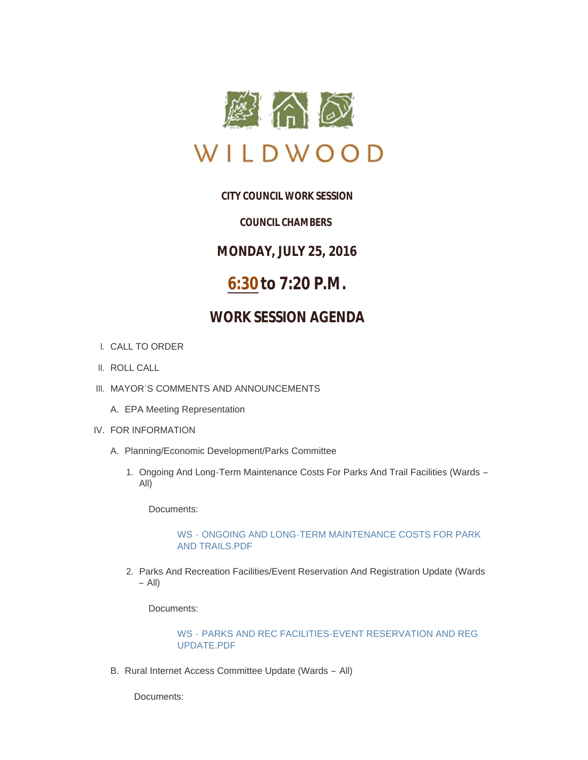WILDWOOD

**CITY COUNCIL WORK SESSION**

**COUNCIL CHAMBERS**

**MONDAY, JULY 25, 2016**

## 6:30 to 7:20 P.M.

## WORK SESSION AGENDA

I. CALL TO ORDER

II. ROLL CALL

III. MAYOR'S COMMENTS AND ANNOUNCEMENTS

   A. EPA Meeting Representation

IV. FOR INFORMATION

   A. Planning/Economic Development/Parks Committee

      1. Ongoing And Long-Term Maintenance Costs For Parks And Trail Facilities (Wards – All)

         Documents:

         WS - ONGOING AND LONG-TERM MAINTENANCE COSTS FOR PARK AND TRAILS.PDF

      2. Parks And Recreation Facilities/Event Reservation And Registration Update (Wards – All)

         Documents:

         WS - PARKS AND REC FACILITIES-EVENT RESERVATION AND REG UPDATE.PDF

   B. Rural Internet Access Committee Update (Wards – All)

      Documents: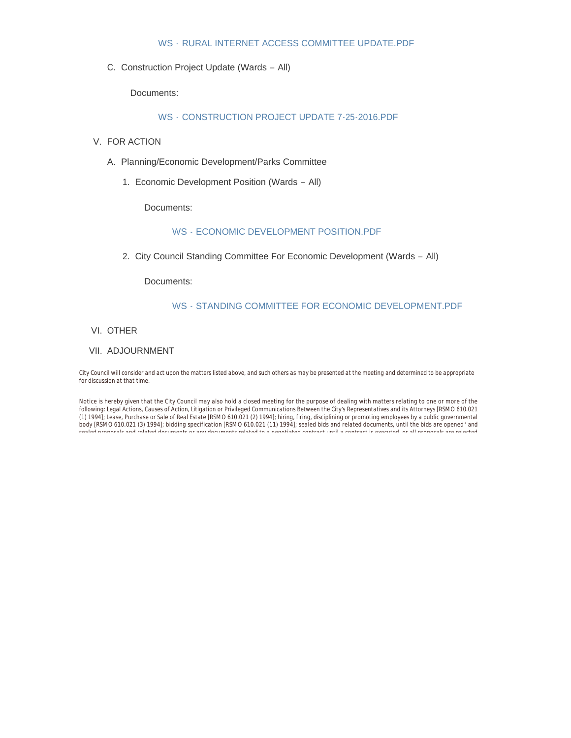WS - RURAL INTERNET ACCESS COMMITTEE UPDATE.PDF

C. Construction Project Update (Wards – All)

Documents:

WS - CONSTRUCTION PROJECT UPDATE 7-25-2016.PDF

V. FOR ACTION

A. Planning/Economic Development/Parks Committee

1. Economic Development Position (Wards – All)

Documents:

WS - ECONOMIC DEVELOPMENT POSITION.PDF

2. City Council Standing Committee For Economic Development (Wards – All)

Documents:

WS - STANDING COMMITTEE FOR ECONOMIC DEVELOPMENT.PDF

VI. OTHER

VII. ADJOURNMENT

City Council will consider and act upon the matters listed above, and such others as may be presented at the meeting and determined to be appropriate for discussion at that time.

Notice is hereby given that the City Council may also hold a closed meeting for the purpose of dealing with matters relating to one or more of the following: Legal Actions, Causes of Action, Litigation or Privileged Communications Between the City's Representatives and its Attorneys [RSMO 610.021 (1) 1994]; Lease, Purchase or Sale of Real Estate [RSMO 610.021 (2) 1994]; hiring, firing, disciplining or promoting employees by a public governmental body [RSMO 610.021 (3) 1994]; bidding specification [RSMO 610.021 (11) 1994]; sealed bids and related documents, until the bids are opened' and sealed proposals and related documents or any documents related to a negotiated contract until a contract is executed, or all proposals are rejected